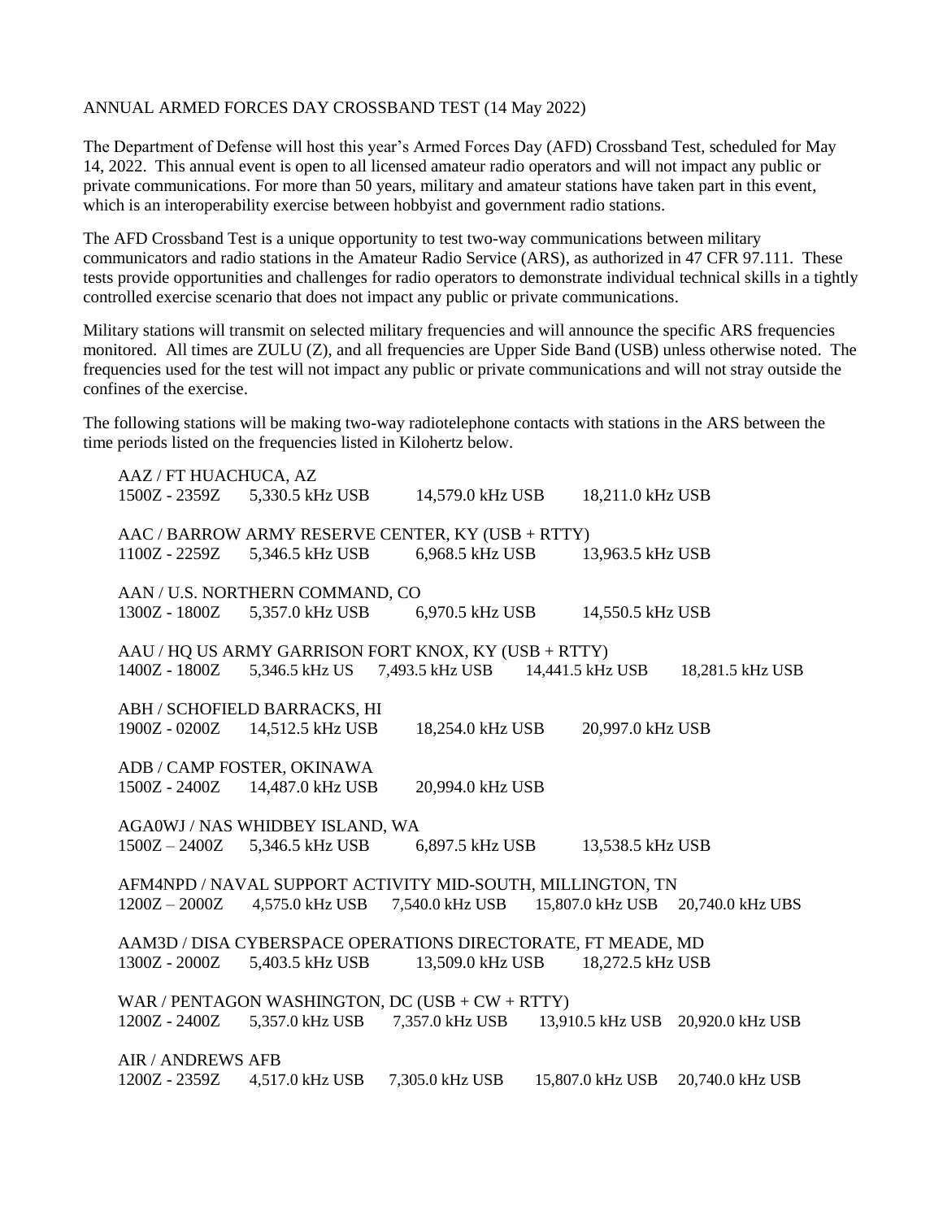ANNUAL ARMED FORCES DAY CROSSBAND TEST (14 May 2022)

The Department of Defense will host this year's Armed Forces Day (AFD) Crossband Test, scheduled for May 14, 2022. This annual event is open to all licensed amateur radio operators and will not impact any public or private communications. For more than 50 years, military and amateur stations have taken part in this event, which is an interoperability exercise between hobbyist and government radio stations.

The AFD Crossband Test is a unique opportunity to test two-way communications between military communicators and radio stations in the Amateur Radio Service (ARS), as authorized in 47 CFR 97.111. These tests provide opportunities and challenges for radio operators to demonstrate individual technical skills in a tightly controlled exercise scenario that does not impact any public or private communications.

Military stations will transmit on selected military frequencies and will announce the specific ARS frequencies monitored. All times are ZULU (Z), and all frequencies are Upper Side Band (USB) unless otherwise noted. The frequencies used for the test will not impact any public or private communications and will not stray outside the confines of the exercise.

The following stations will be making two-way radiotelephone contacts with stations in the ARS between the time periods listed on the frequencies listed in Kilohertz below.

AAZ / FT HUACHUCA, AZ
1500Z - 2359Z 5,330.5 kHz USB 14,579.0 kHz USB 18,211.0 kHz USB

AAC / BARROW ARMY RESERVE CENTER, KY (USB + RTTY)
1100Z - 2259Z 5,346.5 kHz USB 6,968.5 kHz USB 13,963.5 kHz USB

AAN / U.S. NORTHERN COMMAND, CO
1300Z - 1800Z 5,357.0 kHz USB 6,970.5 kHz USB 14,550.5 kHz USB

AAU / HQ US ARMY GARRISON FORT KNOX, KY (USB + RTTY)
1400Z - 1800Z 5,346.5 kHz US 7,493.5 kHz USB 14,441.5 kHz USB 18,281.5 kHz USB

ABH / SCHOFIELD BARRACKS, HI
1900Z - 0200Z 14,512.5 kHz USB 18,254.0 kHz USB 20,997.0 kHz USB

ADB / CAMP FOSTER, OKINAWA
1500Z - 2400Z 14,487.0 kHz USB 20,994.0 kHz USB

AGA0WJ / NAS WHIDBEY ISLAND, WA
1500Z – 2400Z 5,346.5 kHz USB 6,897.5 kHz USB 13,538.5 kHz USB

AFM4NPD / NAVAL SUPPORT ACTIVITY MID-SOUTH, MILLINGTON, TN
1200Z – 2000Z 4,575.0 kHz USB 7,540.0 kHz USB 15,807.0 kHz USB 20,740.0 kHz UBS

AAM3D / DISA CYBERSPACE OPERATIONS DIRECTORATE, FT MEADE, MD
1300Z - 2000Z 5,403.5 kHz USB 13,509.0 kHz USB 18,272.5 kHz USB

WAR / PENTAGON WASHINGTON, DC (USB + CW + RTTY)
1200Z - 2400Z 5,357.0 kHz USB 7,357.0 kHz USB 13,910.5 kHz USB 20,920.0 kHz USB

AIR / ANDREWS AFB
1200Z - 2359Z 4,517.0 kHz USB 7,305.0 kHz USB 15,807.0 kHz USB 20,740.0 kHz USB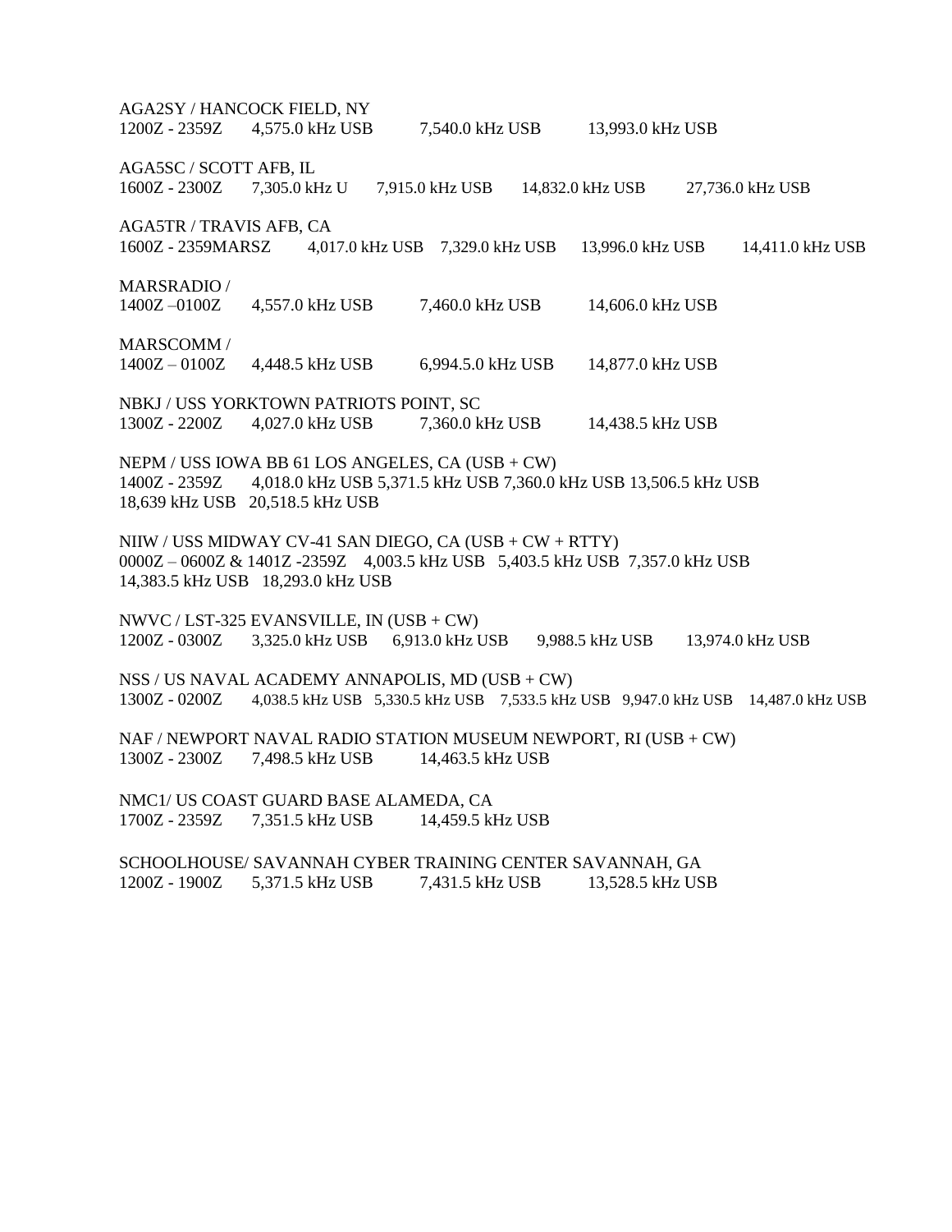AGA2SY / HANCOCK FIELD, NY
1200Z - 2359Z 4,575.0 kHz USB 7,540.0 kHz USB 13,993.0 kHz USB

AGA5SC / SCOTT AFB, IL
1600Z - 2300Z 7,305.0 kHz U 7,915.0 kHz USB 14,832.0 kHz USB 27,736.0 kHz USB

AGA5TR / TRAVIS AFB, CA
1600Z - 2359MARSZ 4,017.0 kHz USB 7,329.0 kHz USB 13,996.0 kHz USB 14,411.0 kHz USB

MARSRADIO /
1400Z –0100Z 4,557.0 kHz USB 7,460.0 kHz USB 14,606.0 kHz USB

MARSCOMM /
1400Z – 0100Z 4,448.5 kHz USB 6,994.5.0 kHz USB 14,877.0 kHz USB

NBKJ / USS YORKTOWN PATRIOTS POINT, SC
1300Z - 2200Z 4,027.0 kHz USB 7,360.0 kHz USB 14,438.5 kHz USB

NEPM / USS IOWA BB 61 LOS ANGELES, CA (USB + CW)
1400Z - 2359Z 4,018.0 kHz USB 5,371.5 kHz USB 7,360.0 kHz USB 13,506.5 kHz USB
18,639 kHz USB 20,518.5 kHz USB

NIIW / USS MIDWAY CV-41 SAN DIEGO, CA (USB + CW + RTTY)
0000Z – 0600Z & 1401Z -2359Z 4,003.5 kHz USB 5,403.5 kHz USB 7,357.0 kHz USB
14,383.5 kHz USB 18,293.0 kHz USB

NWVC / LST-325 EVANSVILLE, IN (USB + CW)
1200Z - 0300Z 3,325.0 kHz USB 6,913.0 kHz USB 9,988.5 kHz USB 13,974.0 kHz USB

NSS / US NAVAL ACADEMY ANNAPOLIS, MD (USB + CW)
1300Z - 0200Z 4,038.5 kHz USB 5,330.5 kHz USB 7,533.5 kHz USB 9,947.0 kHz USB 14,487.0 kHz USB

NAF / NEWPORT NAVAL RADIO STATION MUSEUM NEWPORT, RI (USB + CW)
1300Z - 2300Z 7,498.5 kHz USB 14,463.5 kHz USB

NMC1/ US COAST GUARD BASE ALAMEDA, CA
1700Z - 2359Z 7,351.5 kHz USB 14,459.5 kHz USB

SCHOOLHOUSE/ SAVANNAH CYBER TRAINING CENTER SAVANNAH, GA
1200Z - 1900Z 5,371.5 kHz USB 7,431.5 kHz USB 13,528.5 kHz USB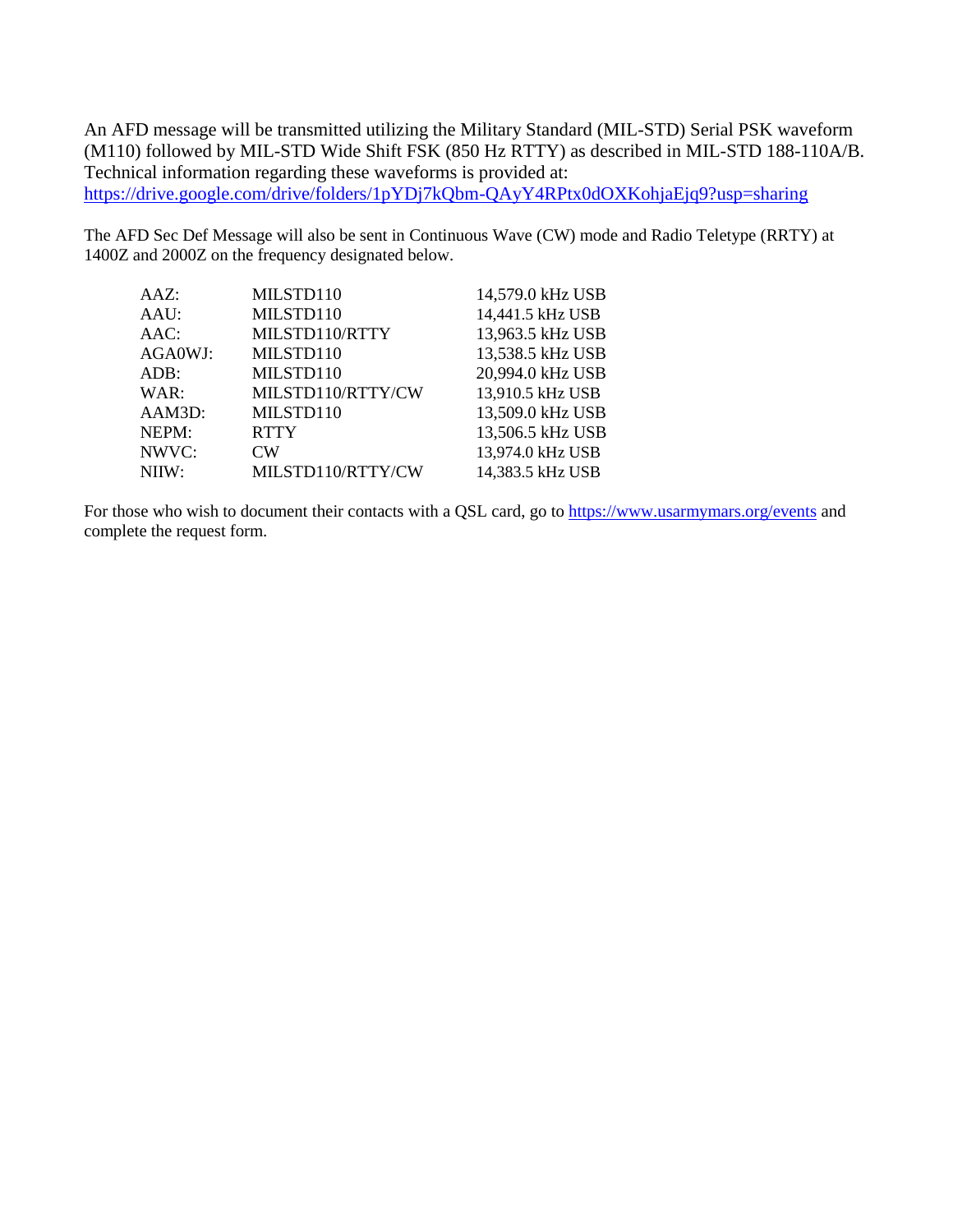An AFD message will be transmitted utilizing the Military Standard (MIL-STD) Serial PSK waveform (M110) followed by MIL-STD Wide Shift FSK (850 Hz RTTY) as described in MIL-STD 188-110A/B. Technical information regarding these waveforms is provided at: https://drive.google.com/drive/folders/1pYDj7kQbm-QAyY4RPtx0dOXKohjaEjq9?usp=sharing

The AFD Sec Def Message will also be sent in Continuous Wave (CW) mode and Radio Teletype (RRTY) at 1400Z and 2000Z on the frequency designated below.

| | | |
|---|---|---|
| AAZ: | MILSTD110 | 14,579.0 kHz USB |
| AAU: | MILSTD110 | 14,441.5 kHz USB |
| AAC: | MILSTD110/RTTY | 13,963.5 kHz USB |
| AGA0WJ: | MILSTD110 | 13,538.5 kHz USB |
| ADB: | MILSTD110 | 20,994.0 kHz USB |
| WAR: | MILSTD110/RTTY/CW | 13,910.5 kHz USB |
| AAM3D: | MILSTD110 | 13,509.0 kHz USB |
| NEPM: | RTTY | 13,506.5 kHz USB |
| NWVC: | CW | 13,974.0 kHz USB |
| NIIW: | MILSTD110/RTTY/CW | 14,383.5 kHz USB |

For those who wish to document their contacts with a QSL card, go to https://www.usarmymars.org/events and complete the request form.